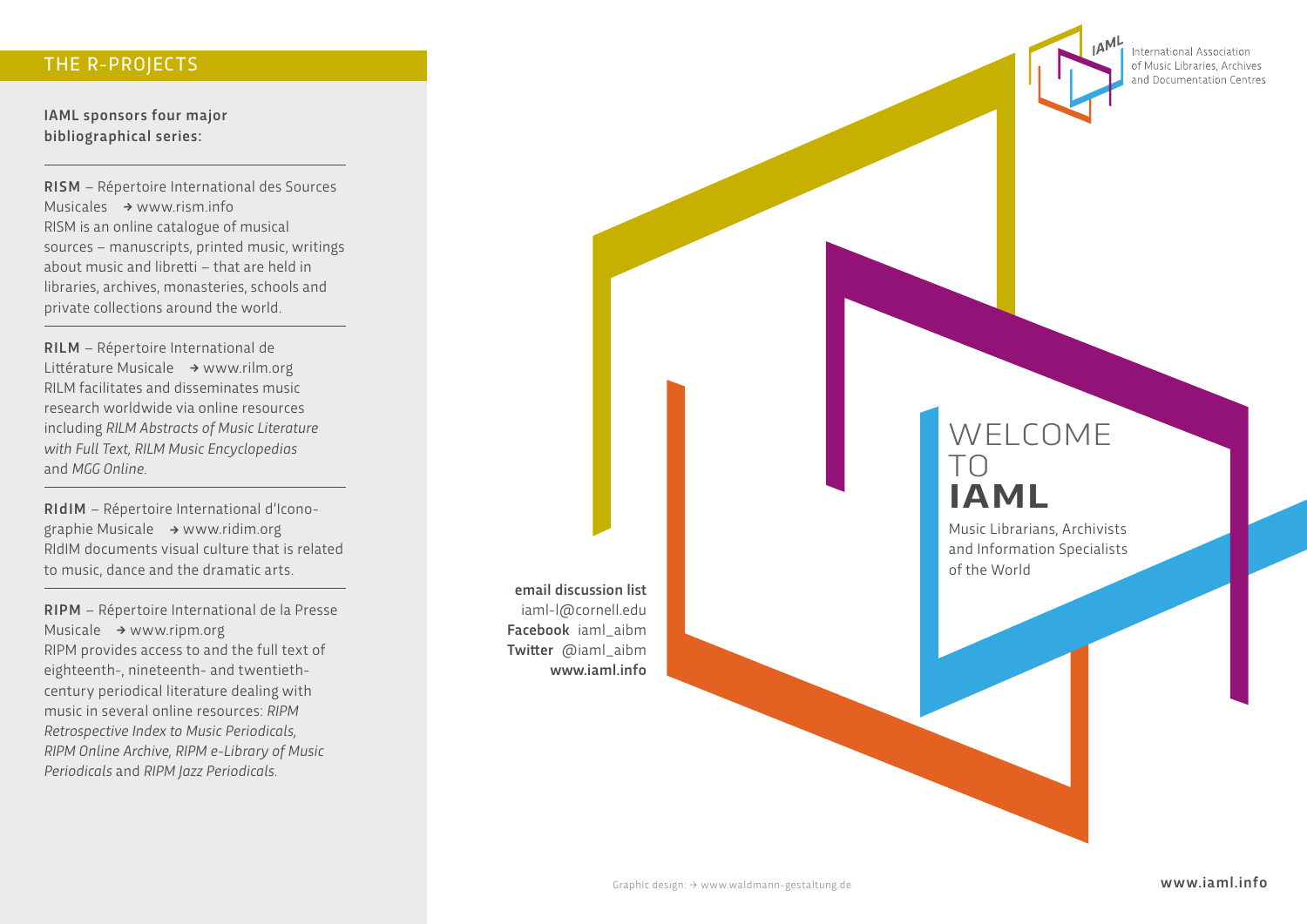## THE R-PROJECTS

IAML sponsors four major bibliographical series:

**RISM** – Répertoire International des Sources Musicales → www.rism.info
RISM is an online catalogue of musical sources – manuscripts, printed music, writings about music and libretti – that are held in libraries, archives, monasteries, schools and private collections around the world.

**RILM** – Répertoire International de Littérature Musicale → www.rilm.org
RILM facilitates and disseminates music research worldwide via online resources including *RILM Abstracts of Music Literature with Full Text, RILM Music Encyclopedias* and *MGG Online*.

**RIdIM** – Répertoire International d'Iconographie Musicale → www.ridim.org
RIdIM documents visual culture that is related to music, dance and the dramatic arts.

**RIPM** – Répertoire International de la Presse Musicale → www.ripm.org
RIPM provides access to and the full text of eighteenth-, nineteenth- and twentieth-century periodical literature dealing with music in several online resources: *RIPM Retrospective Index to Music Periodicals, RIPM Online Archive, RIPM e-Library of Music Periodicals* and *RIPM Jazz Periodicals*.

**email discussion list** iaml-l@cornell.edu
**Facebook** iaml_aibm
**Twitter** @iaml_aibm
**www.iaml.info**

IAML International Association of Music Libraries, Archives and Documentation Centres

# WELCOME TO **IAML**

Music Librarians, Archivists and Information Specialists of the World

Graphic design: → www.waldmann-gestaltung.de

**www.iaml.info**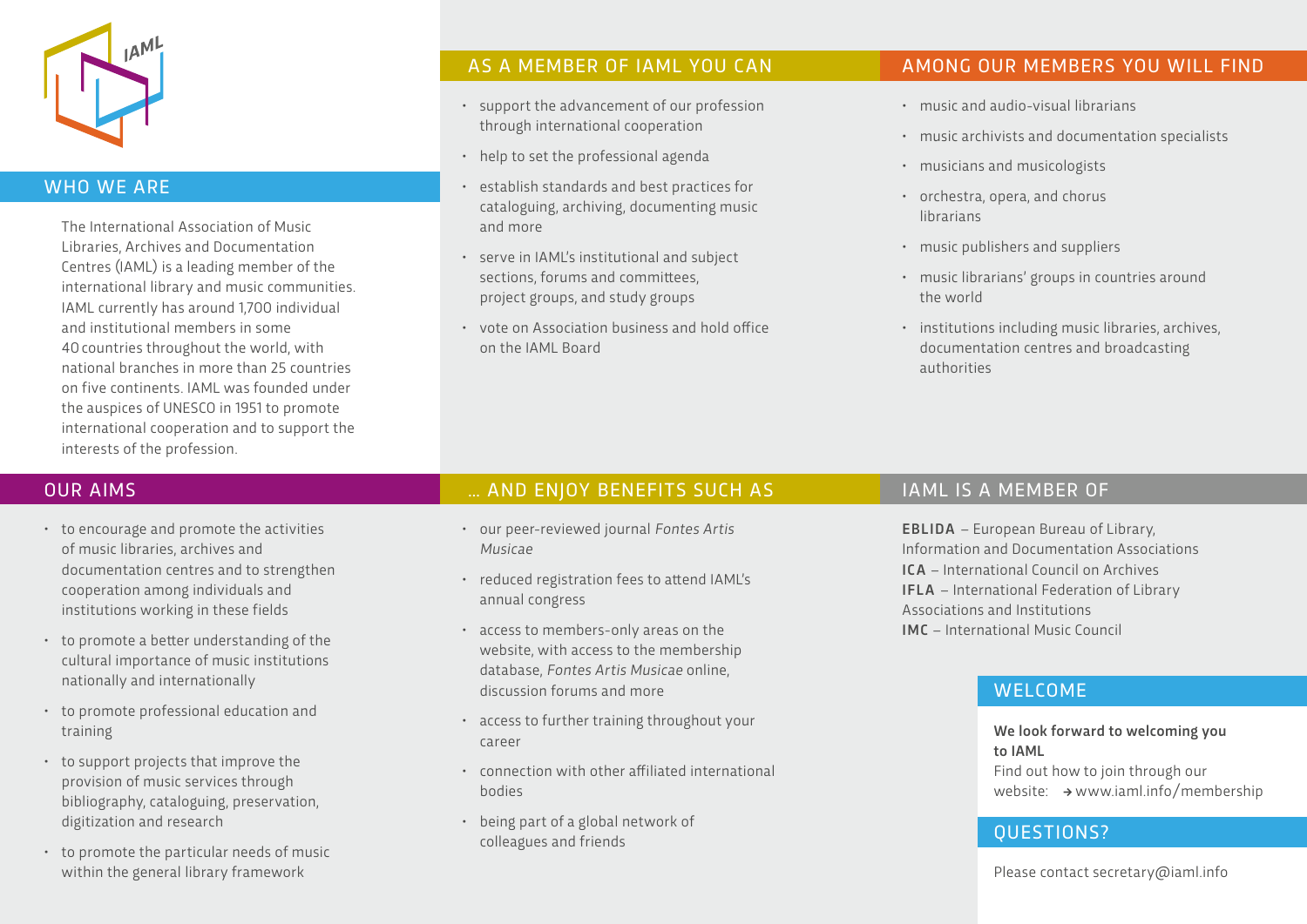## WHO WE ARE

The International Association of Music Libraries, Archives and Documentation Centres (IAML) is a leading member of the international library and music communities. IAML currently has around 1,700 individual and institutional members in some 40 countries throughout the world, with national branches in more than 25 countries on five continents. IAML was founded under the auspices of UNESCO in 1951 to promote international cooperation and to support the interests of the profession.

## AS A MEMBER OF IAML YOU CAN

- support the advancement of our profession through international cooperation
- help to set the professional agenda
- establish standards and best practices for cataloguing, archiving, documenting music and more
- serve in IAML's institutional and subject sections, forums and committees, project groups, and study groups
- vote on Association business and hold office on the IAML Board

## AMONG OUR MEMBERS YOU WILL FIND

- music and audio-visual librarians
- music archivists and documentation specialists
- musicians and musicologists
- orchestra, opera, and chorus librarians
- music publishers and suppliers
- music librarians' groups in countries around the world
- institutions including music libraries, archives, documentation centres and broadcasting authorities

## OUR AIMS

- to encourage and promote the activities of music libraries, archives and documentation centres and to strengthen cooperation among individuals and institutions working in these fields
- to promote a better understanding of the cultural importance of music institutions nationally and internationally
- to promote professional education and training
- to support projects that improve the provision of music services through bibliography, cataloguing, preservation, digitization and research
- to promote the particular needs of music within the general library framework

## … AND ENJOY BENEFITS SUCH AS

- our peer-reviewed journal *Fontes Artis Musicae*
- reduced registration fees to attend IAML's annual congress
- access to members-only areas on the website, with access to the membership database, *Fontes Artis Musicae* online, discussion forums and more
- access to further training throughout your career
- connection with other affiliated international bodies
- being part of a global network of colleagues and friends

## IAML IS A MEMBER OF

**EBLIDA** – European Bureau of Library, Information and Documentation Associations
**ICA** – International Council on Archives
**IFLA** – International Federation of Library Associations and Institutions
**IMC** – International Music Council

## WELCOME

**We look forward to welcoming you to IAML**
Find out how to join through our website: → www.iaml.info/membership

## QUESTIONS?

Please contact secretary@iaml.info